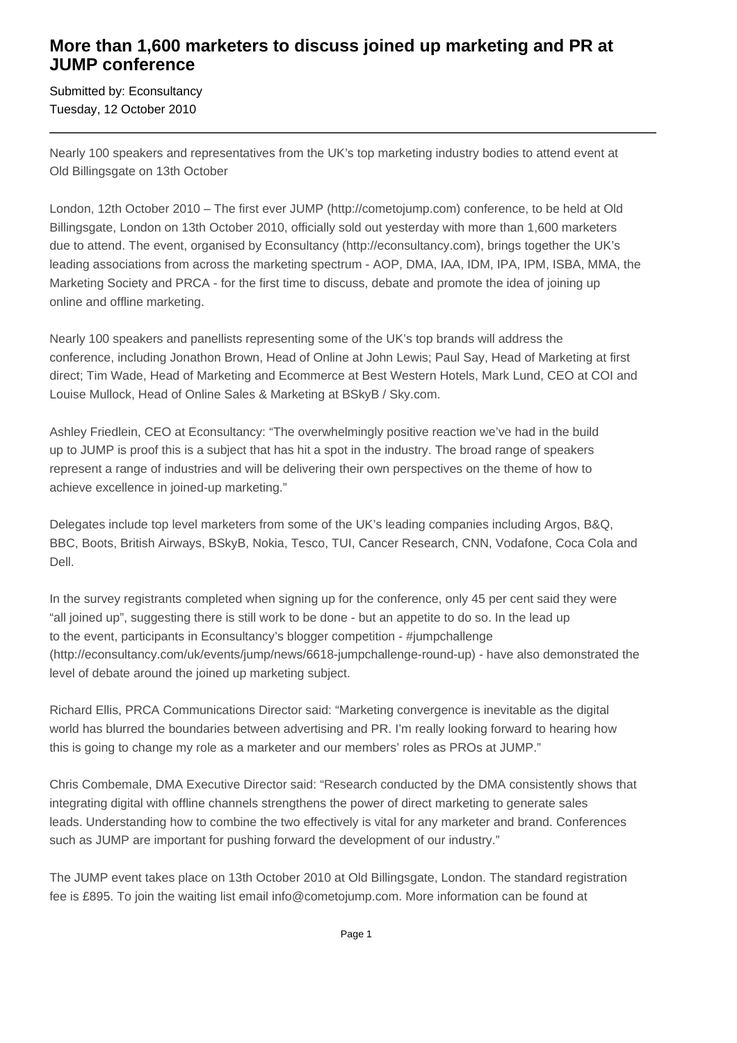# More than 1,600 marketers to discuss joined up marketing and PR at JUMP conference

Submitted by: Econsultancy
Tuesday, 12 October 2010

---

Nearly 100 speakers and representatives from the UK's top marketing industry bodies to attend event at Old Billingsgate on 13th October

London, 12th October 2010 – The first ever JUMP (http://cometojump.com) conference, to be held at Old Billingsgate, London on 13th October 2010, officially sold out yesterday with more than 1,600 marketers due to attend. The event, organised by Econsultancy (http://econsultancy.com), brings together the UK's leading associations from across the marketing spectrum - AOP, DMA, IAA, IDM, IPA, IPM, ISBA, MMA, the Marketing Society and PRCA - for the first time to discuss, debate and promote the idea of joining up online and offline marketing.

Nearly 100 speakers and panellists representing some of the UK's top brands will address the conference, including Jonathon Brown, Head of Online at John Lewis; Paul Say, Head of Marketing at first direct; Tim Wade, Head of Marketing and Ecommerce at Best Western Hotels, Mark Lund, CEO at COI and Louise Mullock, Head of Online Sales & Marketing at BSkyB / Sky.com.

Ashley Friedlein, CEO at Econsultancy: "The overwhelmingly positive reaction we've had in the build up to JUMP is proof this is a subject that has hit a spot in the industry. The broad range of speakers represent a range of industries and will be delivering their own perspectives on the theme of how to achieve excellence in joined-up marketing."

Delegates include top level marketers from some of the UK's leading companies including Argos, B&Q, BBC, Boots, British Airways, BSkyB, Nokia, Tesco, TUI, Cancer Research, CNN, Vodafone, Coca Cola and Dell.

In the survey registrants completed when signing up for the conference, only 45 per cent said they were "all joined up", suggesting there is still work to be done - but an appetite to do so. In the lead up to the event, participants in Econsultancy's blogger competition - #jumpchallenge (http://econsultancy.com/uk/events/jump/news/6618-jumpchallenge-round-up) - have also demonstrated the level of debate around the joined up marketing subject.

Richard Ellis, PRCA Communications Director said: "Marketing convergence is inevitable as the digital world has blurred the boundaries between advertising and PR. I'm really looking forward to hearing how this is going to change my role as a marketer and our members' roles as PROs at JUMP."

Chris Combemale, DMA Executive Director said: "Research conducted by the DMA consistently shows that integrating digital with offline channels strengthens the power of direct marketing to generate sales leads. Understanding how to combine the two effectively is vital for any marketer and brand. Conferences such as JUMP are important for pushing forward the development of our industry."

The JUMP event takes place on 13th October 2010 at Old Billingsgate, London. The standard registration fee is £895. To join the waiting list email info@cometojump.com. More information can be found at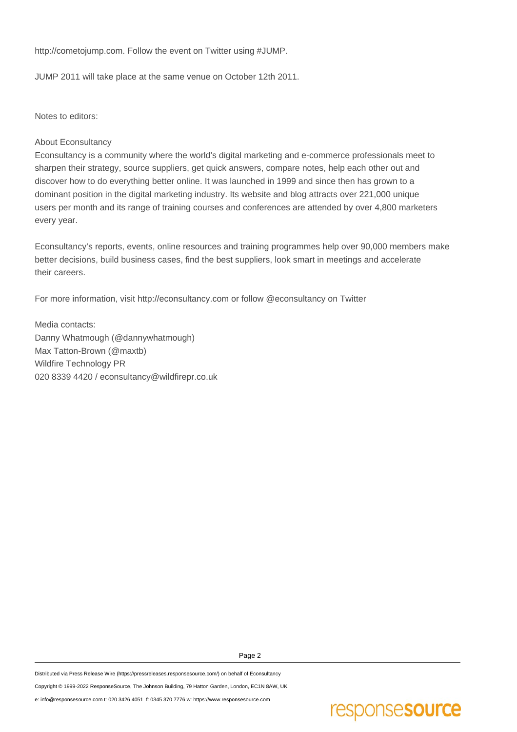http://cometojump.com. Follow the event on Twitter using #JUMP.

JUMP 2011 will take place at the same venue on October 12th 2011.

Notes to editors:

About Econsultancy

Econsultancy is a community where the world's digital marketing and e-commerce professionals meet to sharpen their strategy, source suppliers, get quick answers, compare notes, help each other out and discover how to do everything better online. It was launched in 1999 and since then has grown to a dominant position in the digital marketing industry. Its website and blog attracts over 221,000 unique users per month and its range of training courses and conferences are attended by over 4,800 marketers every year.

Econsultancy's reports, events, online resources and training programmes help over 90,000 members make better decisions, build business cases, find the best suppliers, look smart in meetings and accelerate their careers.

For more information, visit http://econsultancy.com or follow @econsultancy on Twitter

Media contacts:
Danny Whatmough (@dannywhatmough)
Max Tatton-Brown (@maxtb)
Wildfire Technology PR
020 8339 4420 / econsultancy@wildfirepr.co.uk

Distributed via Press Release Wire (https://pressreleases.responsesource.com/) on behalf of Econsultancy

Copyright © 1999-2022 ResponseSource, The Johnson Building, 79 Hatton Garden, London, EC1N 8AW, UK

e: info@responsesource.com t: 020 3426 4051 f: 0345 370 7776 w: https://www.responsesource.com